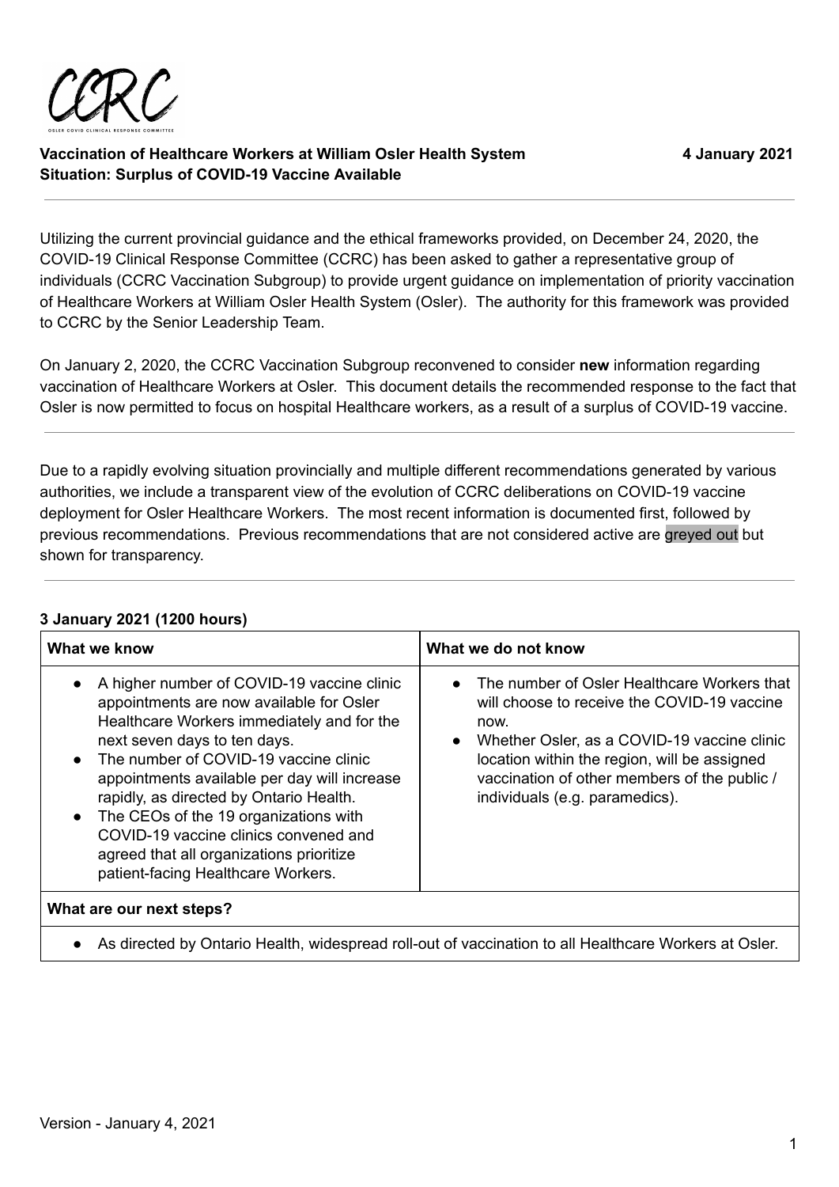CCRC

OSLER COVID CLINICAL RESPONSE COMMITTEE

**Vaccination of Healthcare Workers at William Osler Health System** **4 January 2021**
**Situation: Surplus of COVID-19 Vaccine Available**

---

Utilizing the current provincial guidance and the ethical frameworks provided, on December 24, 2020, the COVID-19 Clinical Response Committee (CCRC) has been asked to gather a representative group of individuals (CCRC Vaccination Subgroup) to provide urgent guidance on implementation of priority vaccination of Healthcare Workers at William Osler Health System (Osler). The authority for this framework was provided to CCRC by the Senior Leadership Team.

On January 2, 2020, the CCRC Vaccination Subgroup reconvened to consider **new** information regarding vaccination of Healthcare Workers at Osler. This document details the recommended response to the fact that Osler is now permitted to focus on hospital Healthcare workers, as a result of a surplus of COVID-19 vaccine.

---

Due to a rapidly evolving situation provincially and multiple different recommendations generated by various authorities, we include a transparent view of the evolution of CCRC deliberations on COVID-19 vaccine deployment for Osler Healthcare Workers. The most recent information is documented first, followed by previous recommendations. Previous recommendations that are not considered active are greyed out but shown for transparency.

---

**3 January 2021 (1200 hours)**

| What we know | What we do not know |
| --- | --- |
| • A higher number of COVID-19 vaccine clinic appointments are now available for Osler Healthcare Workers immediately and for the next seven days to ten days.<br>• The number of COVID-19 vaccine clinic appointments available per day will increase rapidly, as directed by Ontario Health.<br>• The CEOs of the 19 organizations with COVID-19 vaccine clinics convened and agreed that all organizations prioritize patient-facing Healthcare Workers. | • The number of Osler Healthcare Workers that will choose to receive the COVID-19 vaccine now.<br>• Whether Osler, as a COVID-19 vaccine clinic location within the region, will be assigned vaccination of other members of the public / individuals (e.g. paramedics). |
| **What are our next steps?** | |
| • As directed by Ontario Health, widespread roll-out of vaccination to all Healthcare Workers at Osler. | |

Version - January 4, 2021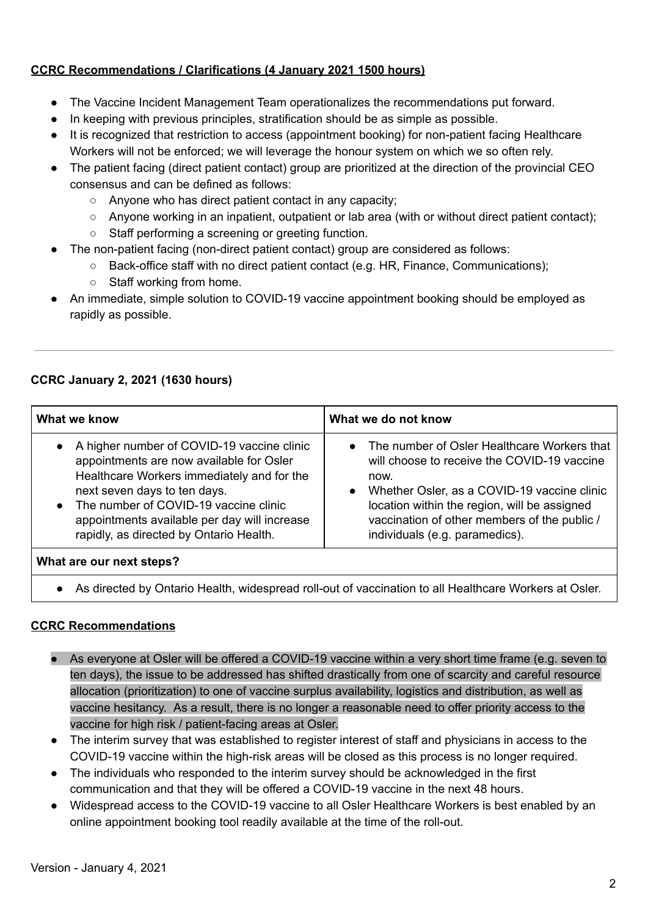**CCRC Recommendations / Clarifications (4 January 2021 1500 hours)**

- The Vaccine Incident Management Team operationalizes the recommendations put forward.
- In keeping with previous principles, stratification should be as simple as possible.
- It is recognized that restriction to access (appointment booking) for non-patient facing Healthcare Workers will not be enforced; we will leverage the honour system on which we so often rely.
- The patient facing (direct patient contact) group are prioritized at the direction of the provincial CEO consensus and can be defined as follows:
  - Anyone who has direct patient contact in any capacity;
  - Anyone working in an inpatient, outpatient or lab area (with or without direct patient contact);
  - Staff performing a screening or greeting function.
- The non-patient facing (non-direct patient contact) group are considered as follows:
  - Back-office staff with no direct patient contact (e.g. HR, Finance, Communications);
  - Staff working from home.
- An immediate, simple solution to COVID-19 vaccine appointment booking should be employed as rapidly as possible.

---

**CCRC January 2, 2021 (1630 hours)**

| What we know | What we do not know |
|---|---|
| • A higher number of COVID-19 vaccine clinic appointments are now available for Osler Healthcare Workers immediately and for the next seven days to ten days.<br>• The number of COVID-19 vaccine clinic appointments available per day will increase rapidly, as directed by Ontario Health. | • The number of Osler Healthcare Workers that will choose to receive the COVID-19 vaccine now.<br>• Whether Osler, as a COVID-19 vaccine clinic location within the region, will be assigned vaccination of other members of the public / individuals (e.g. paramedics). |
| **What are our next steps?** | |
| • As directed by Ontario Health, widespread roll-out of vaccination to all Healthcare Workers at Osler. | |

**CCRC Recommendations**

- As everyone at Osler will be offered a COVID-19 vaccine within a very short time frame (e.g. seven to ten days), the issue to be addressed has shifted drastically from one of scarcity and careful resource allocation (prioritization) to one of vaccine surplus availability, logistics and distribution, as well as vaccine hesitancy. As a result, there is no longer a reasonable need to offer priority access to the vaccine for high risk / patient-facing areas at Osler.
- The interim survey that was established to register interest of staff and physicians in access to the COVID-19 vaccine within the high-risk areas will be closed as this process is no longer required.
- The individuals who responded to the interim survey should be acknowledged in the first communication and that they will be offered a COVID-19 vaccine in the next 48 hours.
- Widespread access to the COVID-19 vaccine to all Osler Healthcare Workers is best enabled by an online appointment booking tool readily available at the time of the roll-out.

Version - January 4, 2021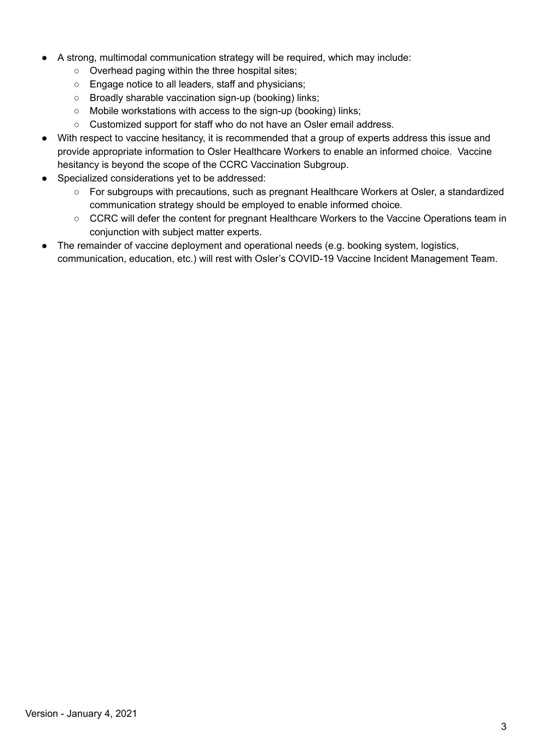- A strong, multimodal communication strategy will be required, which may include:
  - Overhead paging within the three hospital sites;
  - Engage notice to all leaders, staff and physicians;
  - Broadly sharable vaccination sign-up (booking) links;
  - Mobile workstations with access to the sign-up (booking) links;
  - Customized support for staff who do not have an Osler email address.
- With respect to vaccine hesitancy, it is recommended that a group of experts address this issue and provide appropriate information to Osler Healthcare Workers to enable an informed choice. Vaccine hesitancy is beyond the scope of the CCRC Vaccination Subgroup.
- Specialized considerations yet to be addressed:
  - For subgroups with precautions, such as pregnant Healthcare Workers at Osler, a standardized communication strategy should be employed to enable informed choice.
  - CCRC will defer the content for pregnant Healthcare Workers to the Vaccine Operations team in conjunction with subject matter experts.
- The remainder of vaccine deployment and operational needs (e.g. booking system, logistics, communication, education, etc.) will rest with Osler's COVID-19 Vaccine Incident Management Team.

Version - January 4, 2021